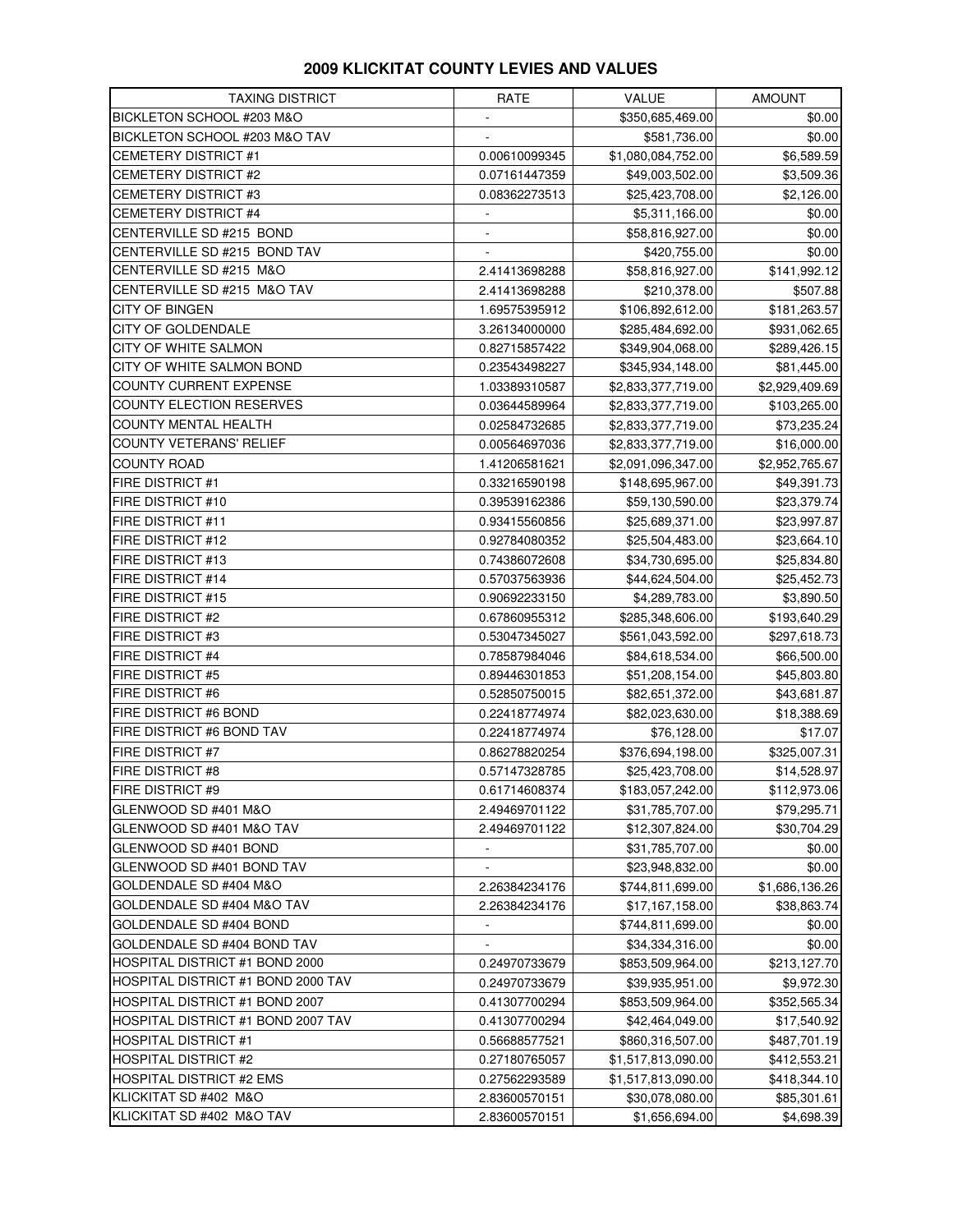# 2009 KLICKITAT COUNTY LEVIES AND VALUES

| TAXING DISTRICT | RATE | VALUE | AMOUNT |
|---|---|---|---|
| BICKLETON SCHOOL #203 M&O | - | $350,685,469.00 | $0.00 |
| BICKLETON SCHOOL #203 M&O TAV | - | $581,736.00 | $0.00 |
| CEMETERY DISTRICT #1 | 0.00610099345 | $1,080,084,752.00 | $6,589.59 |
| CEMETERY DISTRICT #2 | 0.07161447359 | $49,003,502.00 | $3,509.36 |
| CEMETERY DISTRICT #3 | 0.08362273513 | $25,423,708.00 | $2,126.00 |
| CEMETERY DISTRICT #4 | - | $5,311,166.00 | $0.00 |
| CENTERVILLE SD #215 BOND | - | $58,816,927.00 | $0.00 |
| CENTERVILLE SD #215 BOND TAV | - | $420,755.00 | $0.00 |
| CENTERVILLE SD #215 M&O | 2.41413698288 | $58,816,927.00 | $141,992.12 |
| CENTERVILLE SD #215 M&O TAV | 2.41413698288 | $210,378.00 | $507.88 |
| CITY OF BINGEN | 1.69575395912 | $106,892,612.00 | $181,263.57 |
| CITY OF GOLDENDALE | 3.26134000000 | $285,484,692.00 | $931,062.65 |
| CITY OF WHITE SALMON | 0.82715857422 | $349,904,068.00 | $289,426.15 |
| CITY OF WHITE SALMON BOND | 0.23543498227 | $345,934,148.00 | $81,445.00 |
| COUNTY CURRENT EXPENSE | 1.03389310587 | $2,833,377,719.00 | $2,929,409.69 |
| COUNTY ELECTION RESERVES | 0.03644589964 | $2,833,377,719.00 | $103,265.00 |
| COUNTY MENTAL HEALTH | 0.02584732685 | $2,833,377,719.00 | $73,235.24 |
| COUNTY VETERANS' RELIEF | 0.00564697036 | $2,833,377,719.00 | $16,000.00 |
| COUNTY ROAD | 1.41206581621 | $2,091,096,347.00 | $2,952,765.67 |
| FIRE DISTRICT #1 | 0.33216590198 | $148,695,967.00 | $49,391.73 |
| FIRE DISTRICT #10 | 0.39539162386 | $59,130,590.00 | $23,379.74 |
| FIRE DISTRICT #11 | 0.93415560856 | $25,689,371.00 | $23,997.87 |
| FIRE DISTRICT #12 | 0.92784080352 | $25,504,483.00 | $23,664.10 |
| FIRE DISTRICT #13 | 0.74386072608 | $34,730,695.00 | $25,834.80 |
| FIRE DISTRICT #14 | 0.57037563936 | $44,624,504.00 | $25,452.73 |
| FIRE DISTRICT #15 | 0.90692233150 | $4,289,783.00 | $3,890.50 |
| FIRE DISTRICT #2 | 0.67860955312 | $285,348,606.00 | $193,640.29 |
| FIRE DISTRICT #3 | 0.53047345027 | $561,043,592.00 | $297,618.73 |
| FIRE DISTRICT #4 | 0.78587984046 | $84,618,534.00 | $66,500.00 |
| FIRE DISTRICT #5 | 0.89446301853 | $51,208,154.00 | $45,803.80 |
| FIRE DISTRICT #6 | 0.52850750015 | $82,651,372.00 | $43,681.87 |
| FIRE DISTRICT #6 BOND | 0.22418774974 | $82,023,630.00 | $18,388.69 |
| FIRE DISTRICT #6 BOND TAV | 0.22418774974 | $76,128.00 | $17.07 |
| FIRE DISTRICT #7 | 0.86278820254 | $376,694,198.00 | $325,007.31 |
| FIRE DISTRICT #8 | 0.57147328785 | $25,423,708.00 | $14,528.97 |
| FIRE DISTRICT #9 | 0.61714608374 | $183,057,242.00 | $112,973.06 |
| GLENWOOD SD #401 M&O | 2.49469701122 | $31,785,707.00 | $79,295.71 |
| GLENWOOD SD #401 M&O TAV | 2.49469701122 | $12,307,824.00 | $30,704.29 |
| GLENWOOD SD #401 BOND | - | $31,785,707.00 | $0.00 |
| GLENWOOD SD #401 BOND TAV | - | $23,948,832.00 | $0.00 |
| GOLDENDALE SD #404 M&O | 2.26384234176 | $744,811,699.00 | $1,686,136.26 |
| GOLDENDALE SD #404 M&O TAV | 2.26384234176 | $17,167,158.00 | $38,863.74 |
| GOLDENDALE SD #404 BOND | - | $744,811,699.00 | $0.00 |
| GOLDENDALE SD #404 BOND TAV | - | $34,334,316.00 | $0.00 |
| HOSPITAL DISTRICT #1 BOND 2000 | 0.24970733679 | $853,509,964.00 | $213,127.70 |
| HOSPITAL DISTRICT #1 BOND 2000 TAV | 0.24970733679 | $39,935,951.00 | $9,972.30 |
| HOSPITAL DISTRICT #1 BOND 2007 | 0.41307700294 | $853,509,964.00 | $352,565.34 |
| HOSPITAL DISTRICT #1 BOND 2007 TAV | 0.41307700294 | $42,464,049.00 | $17,540.92 |
| HOSPITAL DISTRICT #1 | 0.56688577521 | $860,316,507.00 | $487,701.19 |
| HOSPITAL DISTRICT #2 | 0.27180765057 | $1,517,813,090.00 | $412,553.21 |
| HOSPITAL DISTRICT #2 EMS | 0.27562293589 | $1,517,813,090.00 | $418,344.10 |
| KLICKITAT SD #402 M&O | 2.83600570151 | $30,078,080.00 | $85,301.61 |
| KLICKITAT SD #402 M&O TAV | 2.83600570151 | $1,656,694.00 | $4,698.39 |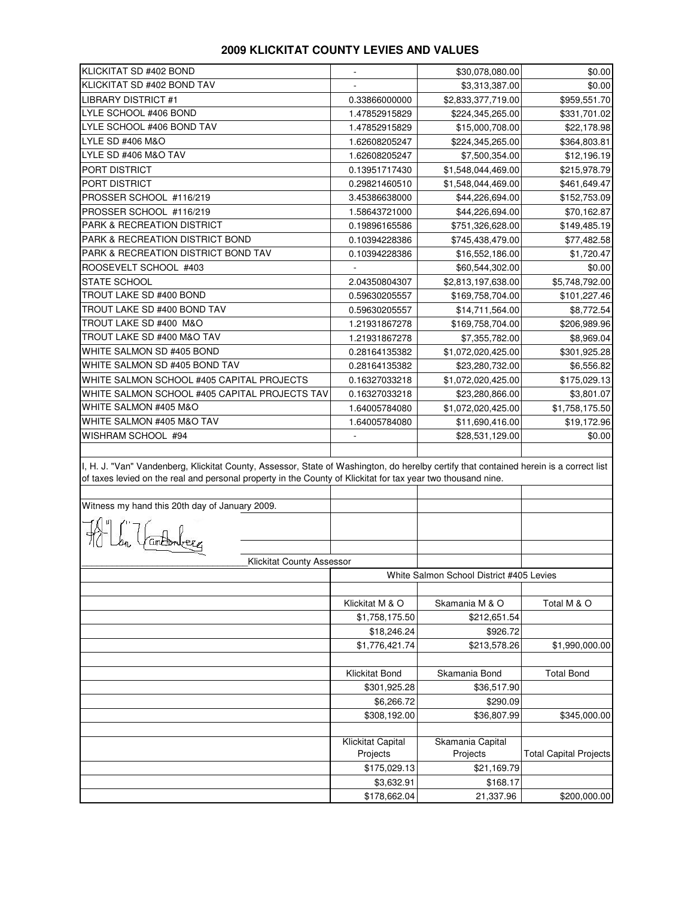## 2009 KLICKITAT COUNTY LEVIES AND VALUES

| | | | |
|---|---|---|---|
| KLICKITAT SD #402 BOND | - | $30,078,080.00 | $0.00 |
| KLICKITAT SD #402 BOND TAV | - | $3,313,387.00 | $0.00 |
| LIBRARY DISTRICT #1 | 0.33866000000 | $2,833,377,719.00 | $959,551.70 |
| LYLE SCHOOL #406 BOND | 1.47852915829 | $224,345,265.00 | $331,701.02 |
| LYLE SCHOOL #406 BOND TAV | 1.47852915829 | $15,000,708.00 | $22,178.98 |
| LYLE SD #406 M&O | 1.62608205247 | $224,345,265.00 | $364,803.81 |
| LYLE SD #406 M&O TAV | 1.62608205247 | $7,500,354.00 | $12,196.19 |
| PORT DISTRICT | 0.13951717430 | $1,548,044,469.00 | $215,978.79 |
| PORT DISTRICT | 0.29821460510 | $1,548,044,469.00 | $461,649.47 |
| PROSSER SCHOOL #116/219 | 3.45386638000 | $44,226,694.00 | $152,753.09 |
| PROSSER SCHOOL #116/219 | 1.58643721000 | $44,226,694.00 | $70,162.87 |
| PARK & RECREATION DISTRICT | 0.19896165586 | $751,326,628.00 | $149,485.19 |
| PARK & RECREATION DISTRICT BOND | 0.10394228386 | $745,438,479.00 | $77,482.58 |
| PARK & RECREATION DISTRICT BOND TAV | 0.10394228386 | $16,552,186.00 | $1,720.47 |
| ROOSEVELT SCHOOL #403 | - | $60,544,302.00 | $0.00 |
| STATE SCHOOL | 2.04350804307 | $2,813,197,638.00 | $5,748,792.00 |
| TROUT LAKE SD #400 BOND | 0.59630205557 | $169,758,704.00 | $101,227.46 |
| TROUT LAKE SD #400 BOND TAV | 0.59630205557 | $14,711,564.00 | $8,772.54 |
| TROUT LAKE SD #400 M&O | 1.21931867278 | $169,758,704.00 | $206,989.96 |
| TROUT LAKE SD #400 M&O TAV | 1.21931867278 | $7,355,782.00 | $8,969.04 |
| WHITE SALMON SD #405 BOND | 0.28164135382 | $1,072,020,425.00 | $301,925.28 |
| WHITE SALMON SD #405 BOND TAV | 0.28164135382 | $23,280,732.00 | $6,556.82 |
| WHITE SALMON SCHOOL #405 CAPITAL PROJECTS | 0.16327033218 | $1,072,020,425.00 | $175,029.13 |
| WHITE SALMON SCHOOL #405 CAPITAL PROJECTS TAV | 0.16327033218 | $23,280,866.00 | $3,801.07 |
| WHITE SALMON #405 M&O | 1.64005784080 | $1,072,020,425.00 | $1,758,175.50 |
| WHITE SALMON #405 M&O TAV | 1.64005784080 | $11,690,416.00 | $19,172.96 |
| WISHRAM SCHOOL #94 | - | $28,531,129.00 | $0.00 |

I, H. J. "Van" Vandenberg, Klickitat County, Assessor, State of Washington, do herelby certify that contained herein is a correct list of taxes levied on the real and personal property in the County of Klickitat for tax year two thousand nine.

Witness my hand this 20th day of January 2009.

H J "Van" Vandenberg

_______________________________ Klickitat County Assessor

### White Salmon School District #405 Levies

| Klickitat M & O | Skamania M & O | Total M & O |
|---|---|---|
| $1,758,175.50 | $212,651.54 | |
| $18,246.24 | $926.72 | |
| $1,776,421.74 | $213,578.26 | $1,990,000.00 |

| Klickitat Bond | Skamania Bond | Total Bond |
|---|---|---|
| $301,925.28 | $36,517.90 | |
| $6,266.72 | $290.09 | |
| $308,192.00 | $36,807.99 | $345,000.00 |

| Klickitat Capital Projects | Skamania Capital Projects | Total Capital Projects |
|---|---|---|
| $175,029.13 | $21,169.79 | |
| $3,632.91 | $168.17 | |
| $178,662.04 | 21,337.96 | $200,000.00 |